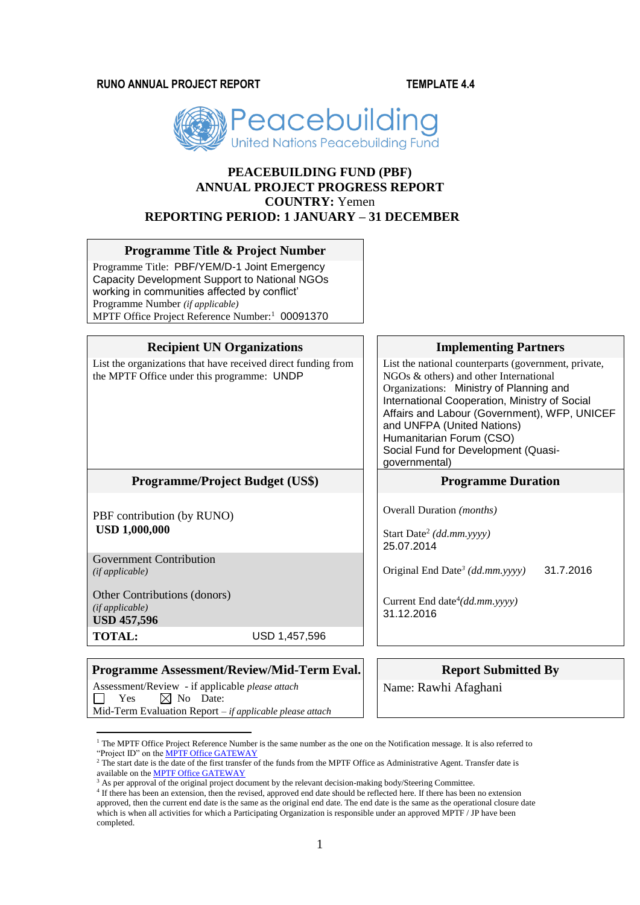**RUNO ANNUAL PROJECT REPORT** **TEMPLATE 4.4**

Peacebuilding
United Nations Peacebuilding Fund

# PEACEBUILDING FUND (PBF)
# ANNUAL PROJECT PROGRESS REPORT
# COUNTRY: Yemen
# REPORTING PERIOD: 1 JANUARY – 31 DECEMBER

| **Programme Title & Project Number** |
|---|
| Programme Title: PBF/YEM/D-1 Joint Emergency Capacity Development Support to National NGOs working in communities affected by conflict' |
| Programme Number *(if applicable)* |
| MPTF Office Project Reference Number:[1] 00091370 |

| **Recipient UN Organizations** | **Implementing Partners** |
|---|---|
| List the organizations that have received direct funding from the MPTF Office under this programme: UNDP | List the national counterparts (government, private, NGOs & others) and other International Organizations: Ministry of Planning and International Cooperation, Ministry of Social Affairs and Labour (Government), WFP, UNICEF and UNFPA (United Nations)<br>Humanitarian Forum (CSO)<br>Social Fund for Development (Quasi-governmental) |
| **Programme/Project Budget (US$)** | **Programme Duration** |
| PBF contribution (by RUNO)<br>**USD 1,000,000** | Overall Duration *(months)* |
| Government Contribution<br>*(if applicable)* | Start Date[2] *(dd.mm.yyyy)*<br>25.07.2014 |
| Other Contributions (donors)<br>*(if applicable)*<br>**USD 457,596** | Original End Date[3] *(dd.mm.yyyy)* 31.7.2016 |
| **TOTAL:** USD 1,457,596 | Current End date[4] *(dd.mm.yyyy)*<br>31.12.2016 |

| **Programme Assessment/Review/Mid-Term Eval.** | **Report Submitted By** |
|---|---|
| Assessment/Review - if applicable *please attach*<br>☐ Yes ☒ No Date:<br>Mid-Term Evaluation Report – *if applicable please attach* | Name: Rawhi Afaghani |

---

[1] The MPTF Office Project Reference Number is the same number as the one on the Notification message. It is also referred to "Project ID" on the MPTF Office GATEWAY

[2] The start date is the date of the first transfer of the funds from the MPTF Office as Administrative Agent. Transfer date is available on the MPTF Office GATEWAY

[3] As per approval of the original project document by the relevant decision-making body/Steering Committee.

[4] If there has been an extension, then the revised, approved end date should be reflected here. If there has been no extension approved, then the current end date is the same as the original end date. The end date is the same as the operational closure date which is when all activities for which a Participating Organization is responsible under an approved MPTF / JP have been completed.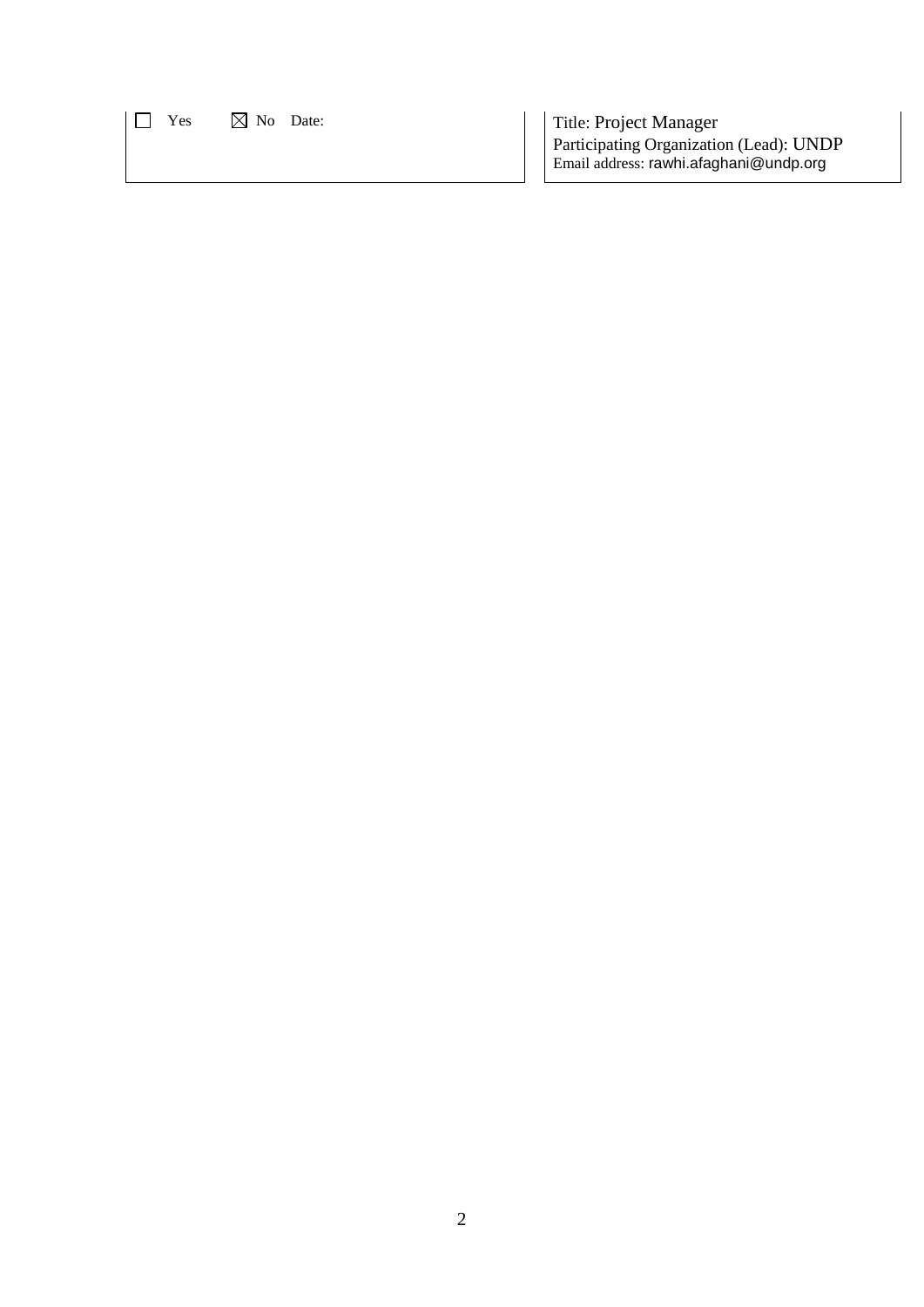| | |
|---|---|
| ☐ Yes ☒ No Date: | Title: Project Manager<br>Participating Organization (Lead): UNDP<br>Email address: rawhi.afaghani@undp.org |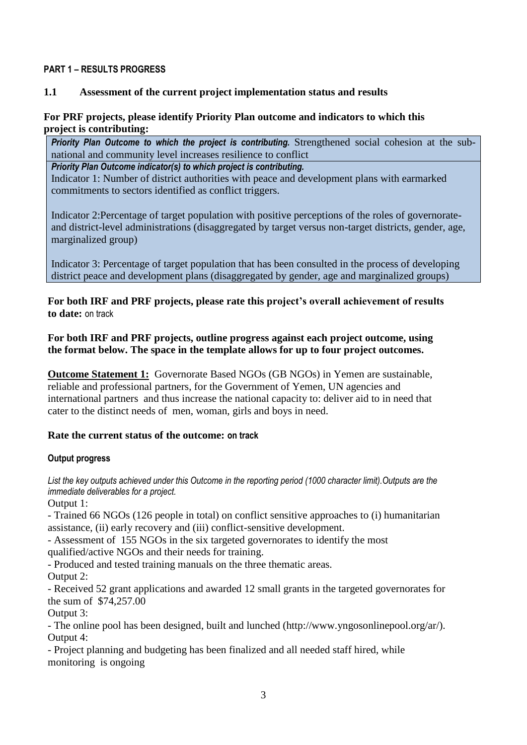**PART 1 – RESULTS PROGRESS**

## 1.1 Assessment of the current project implementation status and results

**For PRF projects, please identify Priority Plan outcome and indicators to which this project is contributing:**

| |
|---|
| ***Priority Plan Outcome to which the project is contributing.*** Strengthened social cohesion at the sub-national and community level increases resilience to conflict |
| ***Priority Plan Outcome indicator(s) to which project is contributing.*** <br>Indicator 1: Number of district authorities with peace and development plans with earmarked commitments to sectors identified as conflict triggers.<br><br>Indicator 2:Percentage of target population with positive perceptions of the roles of governorate- and district-level administrations (disaggregated by target versus non-target districts, gender, age, marginalized group)<br><br>Indicator 3: Percentage of target population that has been consulted in the process of developing district peace and development plans (disaggregated by gender, age and marginalized groups) |

**For both IRF and PRF projects, please rate this project's overall achievement of results to date:** on track

**For both IRF and PRF projects, outline progress against each project outcome, using the format below. The space in the template allows for up to four project outcomes.**

**Outcome Statement 1:** Governorate Based NGOs (GB NGOs) in Yemen are sustainable, reliable and professional partners, for the Government of Yemen, UN agencies and international partners and thus increase the national capacity to: deliver aid to in need that cater to the distinct needs of men, woman, girls and boys in need.

**Rate the current status of the outcome: on track**

**Output progress**

*List the key outputs achieved under this Outcome in the reporting period (1000 character limit).Outputs are the immediate deliverables for a project.*

Output 1:

- Trained 66 NGOs (126 people in total) on conflict sensitive approaches to (i) humanitarian assistance, (ii) early recovery and (iii) conflict-sensitive development.
- Assessment of 155 NGOs in the six targeted governorates to identify the most qualified/active NGOs and their needs for training.
- Produced and tested training manuals on the three thematic areas.

Output 2:

- Received 52 grant applications and awarded 12 small grants in the targeted governorates for the sum of $74,257.00

Output 3:

- The online pool has been designed, built and lunched (http://www.yngosonlinepool.org/ar/).

Output 4:

- Project planning and budgeting has been finalized and all needed staff hired, while monitoring is ongoing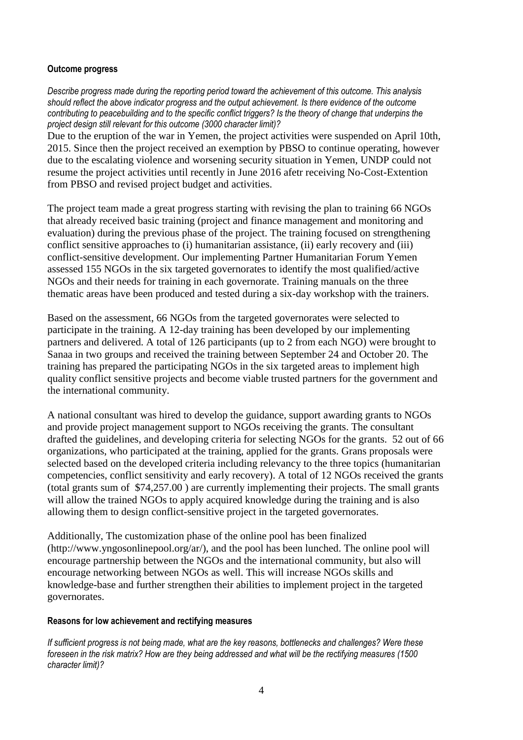**Outcome progress**

*Describe progress made during the reporting period toward the achievement of this outcome. This analysis should reflect the above indicator progress and the output achievement. Is there evidence of the outcome contributing to peacebuilding and to the specific conflict triggers? Is the theory of change that underpins the project design still relevant for this outcome (3000 character limit)?*

Due to the eruption of the war in Yemen, the project activities were suspended on April 10th, 2015. Since then the project received an exemption by PBSO to continue operating, however due to the escalating violence and worsening security situation in Yemen, UNDP could not resume the project activities until recently in June 2016 afetr receiving No-Cost-Extention from PBSO and revised project budget and activities.

The project team made a great progress starting with revising the plan to training 66 NGOs that already received basic training (project and finance management and monitoring and evaluation) during the previous phase of the project. The training focused on strengthening conflict sensitive approaches to (i) humanitarian assistance, (ii) early recovery and (iii) conflict-sensitive development. Our implementing Partner Humanitarian Forum Yemen assessed 155 NGOs in the six targeted governorates to identify the most qualified/active NGOs and their needs for training in each governorate. Training manuals on the three thematic areas have been produced and tested during a six-day workshop with the trainers.

Based on the assessment, 66 NGOs from the targeted governorates were selected to participate in the training. A 12-day training has been developed by our implementing partners and delivered. A total of 126 participants (up to 2 from each NGO) were brought to Sanaa in two groups and received the training between September 24 and October 20. The training has prepared the participating NGOs in the six targeted areas to implement high quality conflict sensitive projects and become viable trusted partners for the government and the international community.

A national consultant was hired to develop the guidance, support awarding grants to NGOs and provide project management support to NGOs receiving the grants. The consultant drafted the guidelines, and developing criteria for selecting NGOs for the grants. 52 out of 66 organizations, who participated at the training, applied for the grants. Grans proposals were selected based on the developed criteria including relevancy to the three topics (humanitarian competencies, conflict sensitivity and early recovery). A total of 12 NGOs received the grants (total grants sum of $74,257.00 ) are currently implementing their projects. The small grants will allow the trained NGOs to apply acquired knowledge during the training and is also allowing them to design conflict-sensitive project in the targeted governorates.

Additionally, The customization phase of the online pool has been finalized (http://www.yngosonlinepool.org/ar/), and the pool has been lunched. The online pool will encourage partnership between the NGOs and the international community, but also will encourage networking between NGOs as well. This will increase NGOs skills and knowledge-base and further strengthen their abilities to implement project in the targeted governorates.

**Reasons for low achievement and rectifying measures**

*If sufficient progress is not being made, what are the key reasons, bottlenecks and challenges? Were these foreseen in the risk matrix? How are they being addressed and what will be the rectifying measures (1500 character limit)?*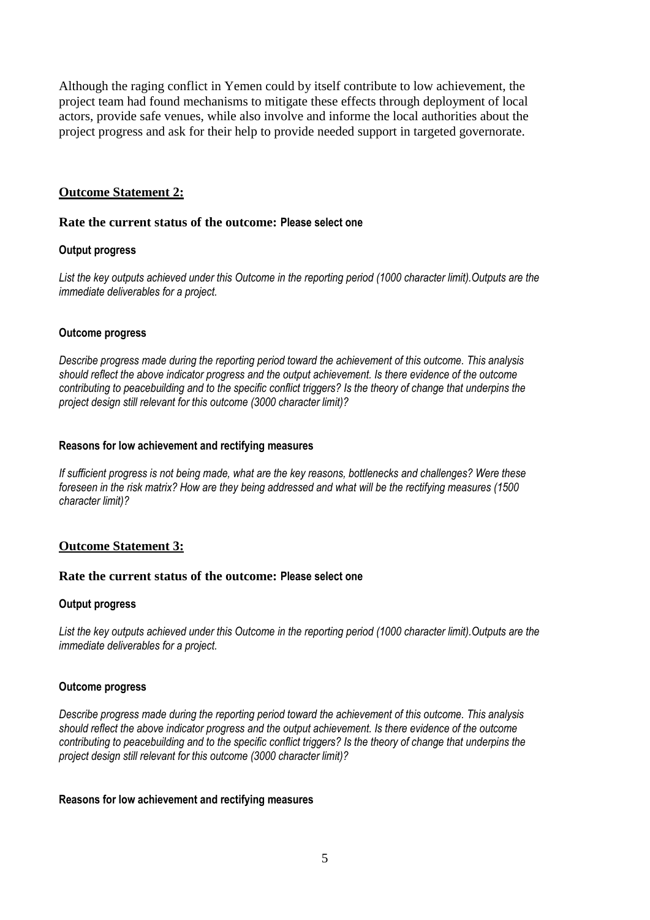Although the raging conflict in Yemen could by itself contribute to low achievement, the project team had found mechanisms to mitigate these effects through deployment of local actors, provide safe venues, while also involve and informe the local authorities about the project progress and ask for their help to provide needed support in targeted governorate.

## Outcome Statement 2:

### Rate the current status of the outcome: Please select one

**Output progress**

*List the key outputs achieved under this Outcome in the reporting period (1000 character limit).Outputs are the immediate deliverables for a project.*

**Outcome progress**

*Describe progress made during the reporting period toward the achievement of this outcome. This analysis should reflect the above indicator progress and the output achievement. Is there evidence of the outcome contributing to peacebuilding and to the specific conflict triggers? Is the theory of change that underpins the project design still relevant for this outcome (3000 character limit)?*

**Reasons for low achievement and rectifying measures**

*If sufficient progress is not being made, what are the key reasons, bottlenecks and challenges? Were these foreseen in the risk matrix? How are they being addressed and what will be the rectifying measures (1500 character limit)?*

## Outcome Statement 3:

### Rate the current status of the outcome: Please select one

**Output progress**

*List the key outputs achieved under this Outcome in the reporting period (1000 character limit).Outputs are the immediate deliverables for a project.*

**Outcome progress**

*Describe progress made during the reporting period toward the achievement of this outcome. This analysis should reflect the above indicator progress and the output achievement. Is there evidence of the outcome contributing to peacebuilding and to the specific conflict triggers? Is the theory of change that underpins the project design still relevant for this outcome (3000 character limit)?*

**Reasons for low achievement and rectifying measures**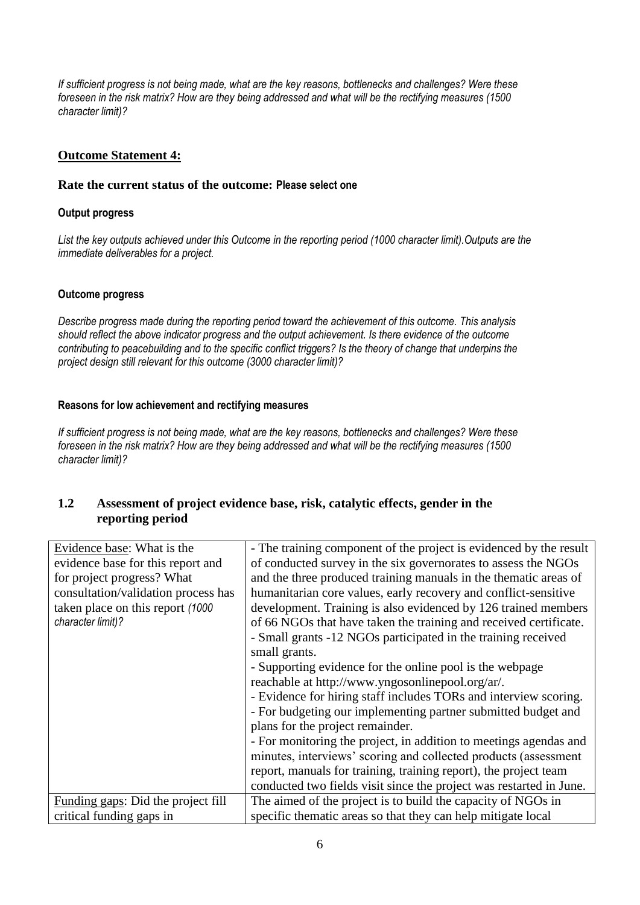*If sufficient progress is not being made, what are the key reasons, bottlenecks and challenges? Were these foreseen in the risk matrix? How are they being addressed and what will be the rectifying measures (1500 character limit)?*

**Outcome Statement 4:**

**Rate the current status of the outcome: Please select one**

**Output progress**

*List the key outputs achieved under this Outcome in the reporting period (1000 character limit).Outputs are the immediate deliverables for a project.*

**Outcome progress**

*Describe progress made during the reporting period toward the achievement of this outcome. This analysis should reflect the above indicator progress and the output achievement. Is there evidence of the outcome contributing to peacebuilding and to the specific conflict triggers? Is the theory of change that underpins the project design still relevant for this outcome (3000 character limit)?*

**Reasons for low achievement and rectifying measures**

*If sufficient progress is not being made, what are the key reasons, bottlenecks and challenges? Were these foreseen in the risk matrix? How are they being addressed and what will be the rectifying measures (1500 character limit)?*

## 1.2 Assessment of project evidence base, risk, catalytic effects, gender in the reporting period

| | |
|---|---|
| Evidence base: What is the evidence base for this report and for project progress? What consultation/validation process has taken place on this report *(1000 character limit)?* | - The training component of the project is evidenced by the result of conducted survey in the six governorates to assess the NGOs and the three produced training manuals in the thematic areas of humanitarian core values, early recovery and conflict-sensitive development. Training is also evidenced by 126 trained members of 66 NGOs that have taken the training and received certificate.<br>- Small grants -12 NGOs participated in the training received small grants.<br>- Supporting evidence for the online pool is the webpage reachable at http://www.yngosonlinepool.org/ar/.<br>- Evidence for hiring staff includes TORs and interview scoring.<br>- For budgeting our implementing partner submitted budget and plans for the project remainder.<br>- For monitoring the project, in addition to meetings agendas and minutes, interviews' scoring and collected products (assessment report, manuals for training, training report), the project team conducted two fields visit since the project was restarted in June. |
| Funding gaps: Did the project fill critical funding gaps in | The aimed of the project is to build the capacity of NGOs in specific thematic areas so that they can help mitigate local |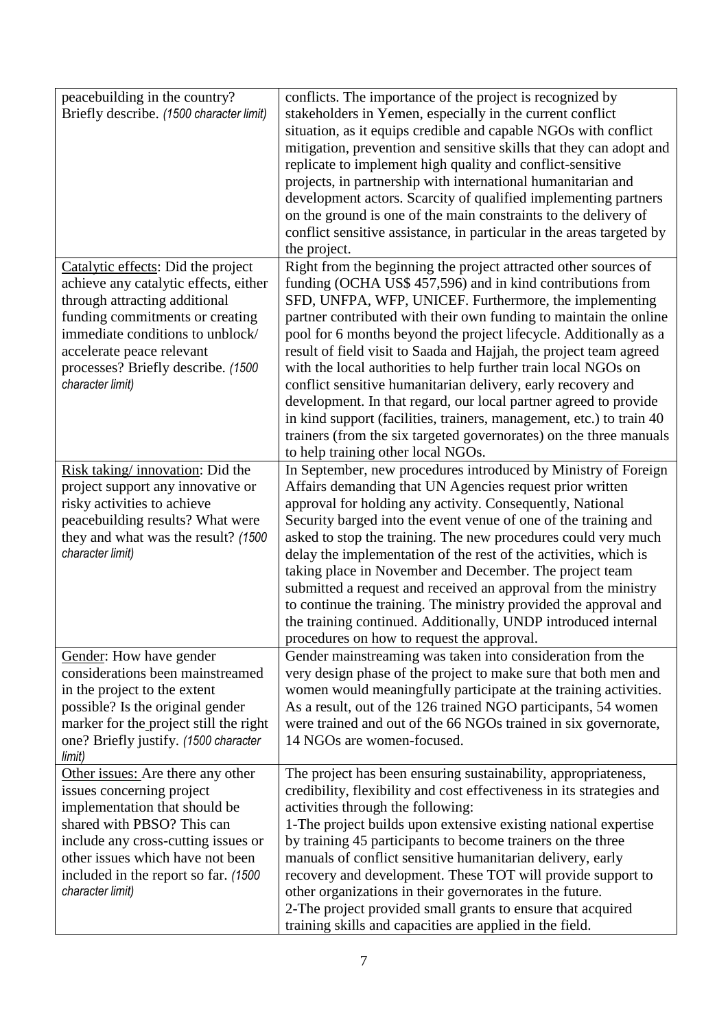| | |
|---|---|
| peacebuilding in the country? Briefly describe. *(1500 character limit)* | conflicts. The importance of the project is recognized by stakeholders in Yemen, especially in the current conflict situation, as it equips credible and capable NGOs with conflict mitigation, prevention and sensitive skills that they can adopt and replicate to implement high quality and conflict-sensitive projects, in partnership with international humanitarian and development actors. Scarcity of qualified implementing partners on the ground is one of the main constraints to the delivery of conflict sensitive assistance, in particular in the areas targeted by the project. |
| Catalytic effects: Did the project achieve any catalytic effects, either through attracting additional funding commitments or creating immediate conditions to unblock/ accelerate peace relevant processes? Briefly describe. *(1500 character limit)* | Right from the beginning the project attracted other sources of funding (OCHA US$ 457,596) and in kind contributions from SFD, UNFPA, WFP, UNICEF. Furthermore, the implementing partner contributed with their own funding to maintain the online pool for 6 months beyond the project lifecycle. Additionally as a result of field visit to Saada and Hajjah, the project team agreed with the local authorities to help further train local NGOs on conflict sensitive humanitarian delivery, early recovery and development. In that regard, our local partner agreed to provide in kind support (facilities, trainers, management, etc.) to train 40 trainers (from the six targeted governorates) on the three manuals to help training other local NGOs. |
| Risk taking/ innovation: Did the project support any innovative or risky activities to achieve peacebuilding results? What were they and what was the result? *(1500 character limit)* | In September, new procedures introduced by Ministry of Foreign Affairs demanding that UN Agencies request prior written approval for holding any activity. Consequently, National Security barged into the event venue of one of the training and asked to stop the training. The new procedures could very much delay the implementation of the rest of the activities, which is taking place in November and December. The project team submitted a request and received an approval from the ministry to continue the training. The ministry provided the approval and the training continued. Additionally, UNDP introduced internal procedures on how to request the approval. |
| Gender: How have gender considerations been mainstreamed in the project to the extent possible? Is the original gender marker for the project still the right one? Briefly justify. *(1500 character limit)* | Gender mainstreaming was taken into consideration from the very design phase of the project to make sure that both men and women would meaningfully participate at the training activities. As a result, out of the 126 trained NGO participants, 54 women were trained and out of the 66 NGOs trained in six governorate, 14 NGOs are women-focused. |
| Other issues: Are there any other issues concerning project implementation that should be shared with PBSO? This can include any cross-cutting issues or other issues which have not been included in the report so far. *(1500 character limit)* | The project has been ensuring sustainability, appropriateness, credibility, flexibility and cost effectiveness in its strategies and activities through the following:<br>1-The project builds upon extensive existing national expertise by training 45 participants to become trainers on the three manuals of conflict sensitive humanitarian delivery, early recovery and development. These TOT will provide support to other organizations in their governorates in the future.<br>2-The project provided small grants to ensure that acquired training skills and capacities are applied in the field. |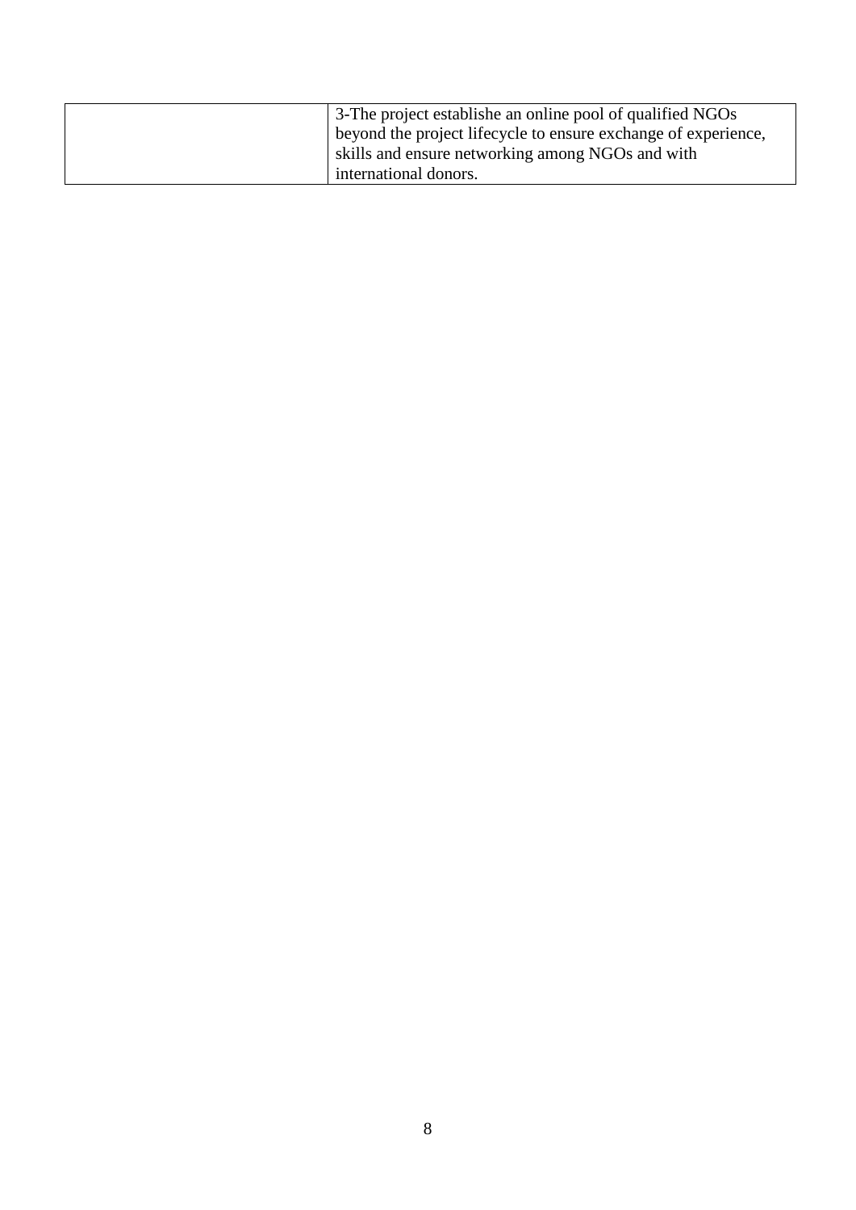| | |
|---|---|
| | 3-The project establishe an online pool of qualified NGOs beyond the project lifecycle to ensure exchange of experience, skills and ensure networking among NGOs and with international donors. |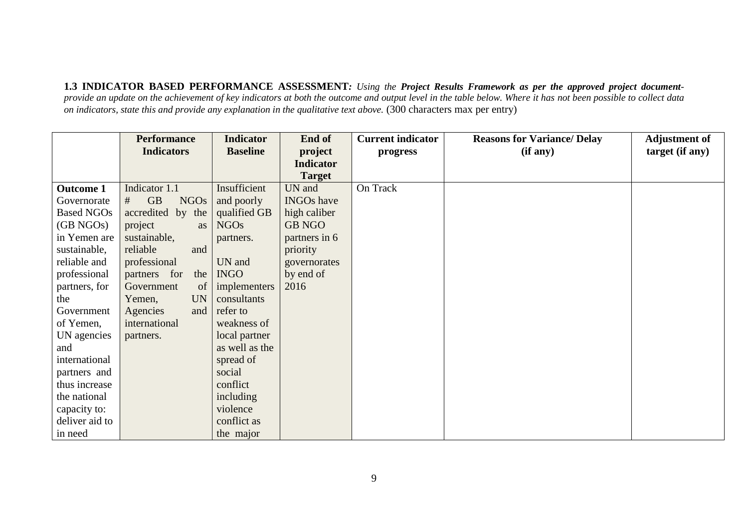**1.3 INDICATOR BASED PERFORMANCE ASSESSMENT***: Using the **Project Results Framework as per the approved project document**- provide an update on the achievement of key indicators at both the outcome and output level in the table below. Where it has not been possible to collect data on indicators, state this and provide any explanation in the qualitative text above.* (300 characters max per entry)

| | Performance Indicators | Indicator Baseline | End of project Indicator Target | Current indicator progress | Reasons for Variance/ Delay (if any) | Adjustment of target (if any) |
|---|---|---|---|---|---|---|
| **Outcome 1** Governorate Based NGOs (GB NGOs) in Yemen are sustainable, reliable and professional partners, for the Government of Yemen, UN agencies and international partners and thus increase the national capacity to: deliver aid to in need | Indicator 1.1 # GB NGOs accredited by the project as sustainable, reliable and professional partners for the Government of Yemen, UN Agencies and international partners. | Insufficient and poorly qualified GB NGOs partners.<br><br>UN and INGO implementers consultants refer to weakness of local partner as well as the spread of social conflict including violence conflict as the major | UN and INGOs have high caliber GB NGO partners in 6 priority governorates by end of 2016 | On Track | | |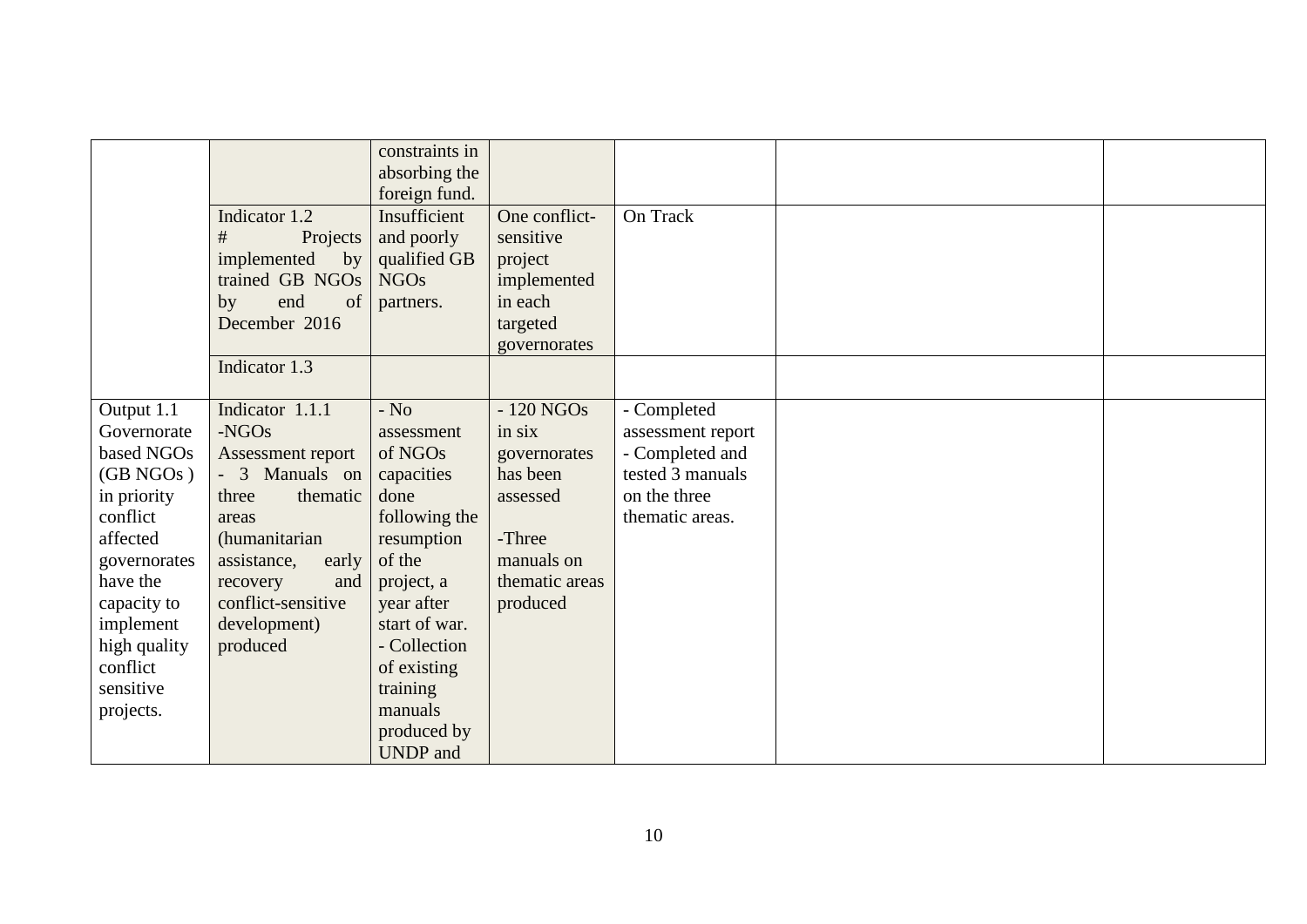| | | | | | | |
|---|---|---|---|---|---|---|
| | | constraints in absorbing the foreign fund. | | | | |
| | Indicator 1.2<br># Projects implemented by trained GB NGOs by end of December 2016 | Insufficient and poorly qualified GB NGOs partners. | One conflict-sensitive project implemented in each targeted governorates | On Track | | |
| | Indicator 1.3 | | | | | |
| Output 1.1 Governorate based NGOs (GB NGOs ) in priority conflict affected governorates have the capacity to implement high quality conflict sensitive projects. | Indicator 1.1.1<br>-NGOs Assessment report<br>- 3 Manuals on three thematic areas (humanitarian assistance, early recovery and conflict-sensitive development) produced | - No assessment of NGOs capacities done following the resumption of the project, a year after start of war.<br>- Collection of existing training manuals produced by UNDP and | - 120 NGOs in six governorates has been assessed<br><br>-Three manuals on thematic areas produced | - Completed assessment report<br>- Completed and tested 3 manuals on the three thematic areas. | | |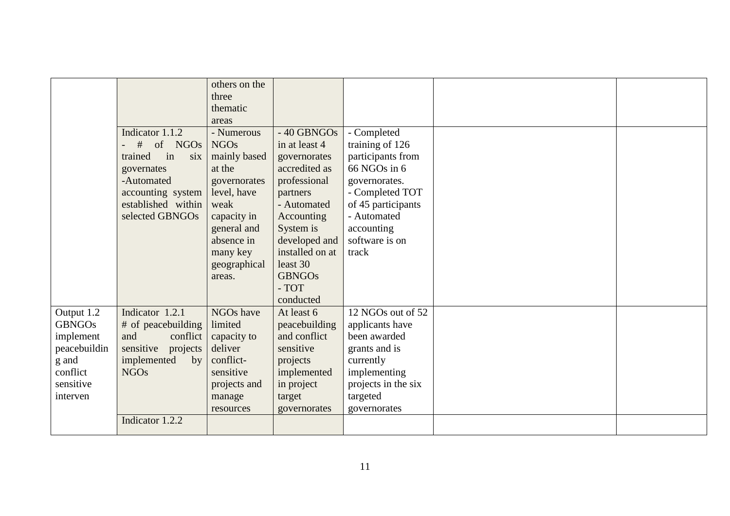| | | | | | | |
|---|---|---|---|---|---|---|
| | | others on the three thematic areas | | | | |
| | Indicator 1.1.2<br>- # of NGOs trained in six governates<br>-Automated accounting system established within selected GBNGOs | - Numerous NGOs mainly based at the governorates level, have weak capacity in general and absence in many key geographical areas. | - 40 GBNGOs in at least 4 governorates accredited as professional partners<br>- Automated Accounting System is developed and installed on at least 30 GBNGOs<br>- TOT conducted | - Completed training of 126 participants from 66 NGOs in 6 governorates.<br>- Completed TOT of 45 participants<br>- Automated accounting software is on track | | |
| Output 1.2 GBNGOs implement peacebuilding and conflict sensitive interven | Indicator 1.2.1<br># of peacebuilding and conflict sensitive projects implemented by NGOs | NGOs have limited capacity to deliver conflict-sensitive projects and manage resources | At least 6 peacebuilding and conflict sensitive projects implemented in project target governorates | 12 NGOs out of 52 applicants have been awarded grants and is currently implementing projects in the six targeted governorates | | |
| | Indicator 1.2.2 | | | | | |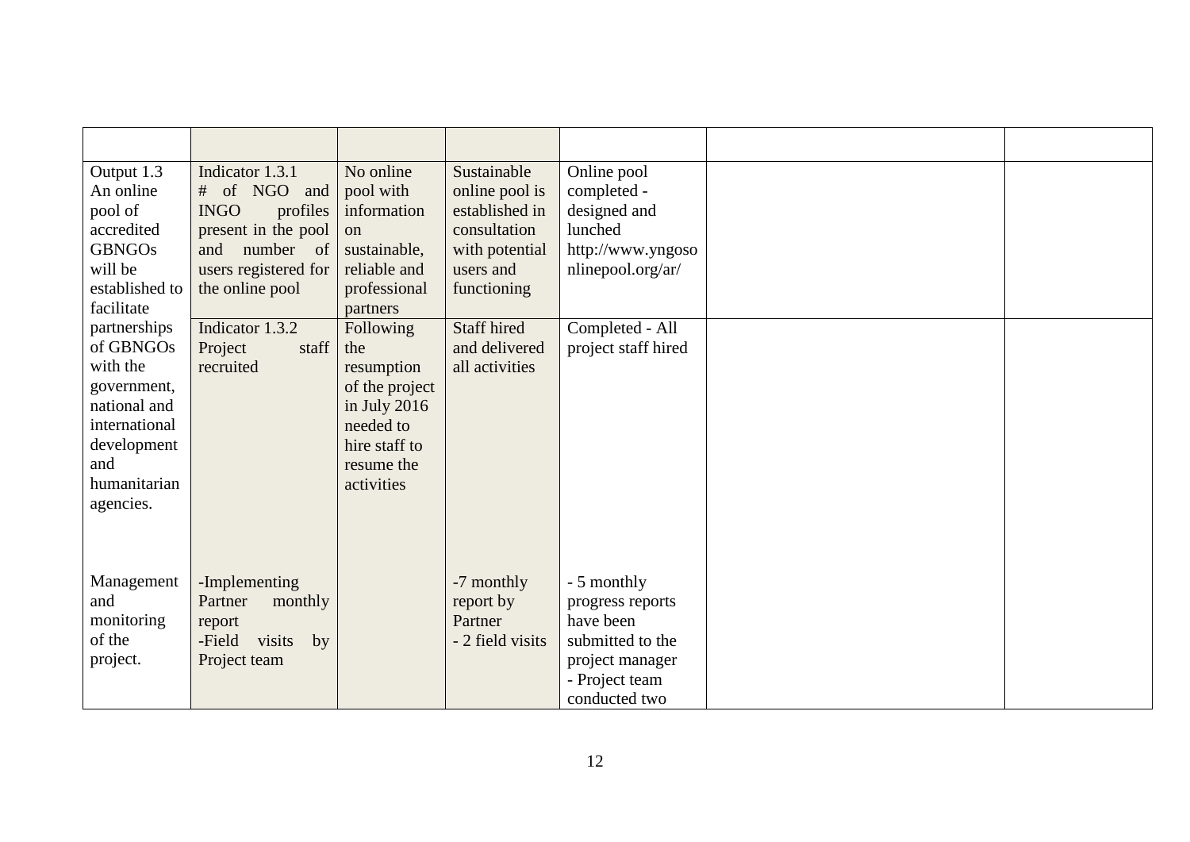| | | | | | | |
|---|---|---|---|---|---|---|
| | | | | | | |
| Output 1.3 An online pool of accredited GBNGOs will be established to facilitate partnerships of GBNGOs with the government, national and international development and humanitarian agencies. | Indicator 1.3.1 # of NGO and INGO profiles present in the pool and number of users registered for the online pool | No online pool with information on sustainable, reliable and professional partners | Sustainable online pool is established in consultation with potential users and functioning | Online pool completed - designed and lunched http://www.yngosonlinepool.org/ar/ | | |
| | Indicator 1.3.2 Project staff recruited | Following the resumption of the project in July 2016 needed to hire staff to resume the activities | Staff hired and delivered all activities | Completed - All project staff hired | | |
| Management and monitoring of the project. | -Implementing Partner monthly report<br>-Field visits by Project team | | -7 monthly report by Partner<br>- 2 field visits | - 5 monthly progress reports have been submitted to the project manager<br>- Project team conducted two | | |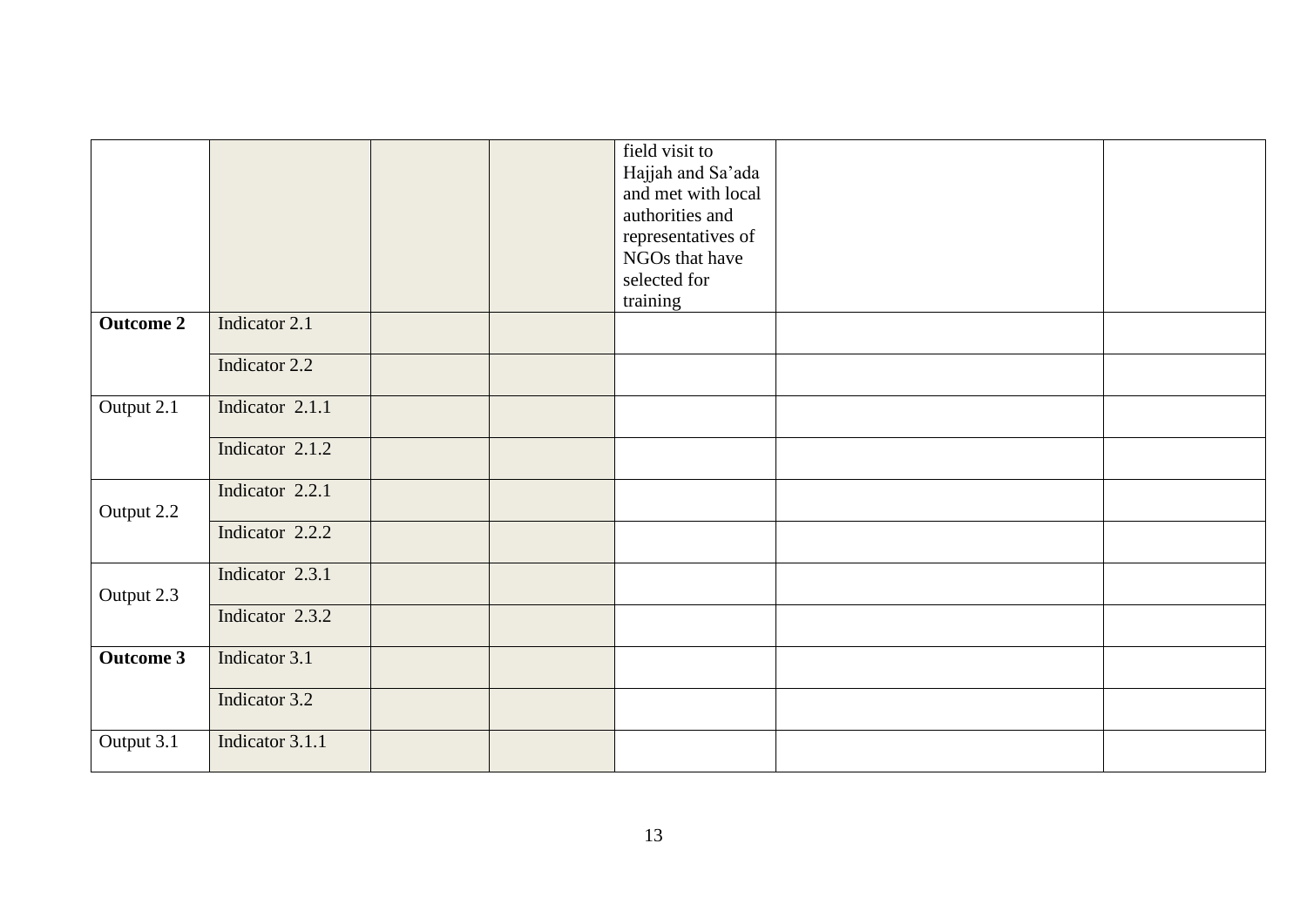| | | | | | | |
|---|---|---|---|---|---|---|
| | | | | field visit to Hajjah and Sa'ada and met with local authorities and representatives of NGOs that have selected for training | | |
| **Outcome 2** | Indicator 2.1 | | | | | |
| | Indicator 2.2 | | | | | |
| Output 2.1 | Indicator 2.1.1 | | | | | |
| | Indicator 2.1.2 | | | | | |
| Output 2.2 | Indicator 2.2.1 | | | | | |
| | Indicator 2.2.2 | | | | | |
| Output 2.3 | Indicator 2.3.1 | | | | | |
| | Indicator 2.3.2 | | | | | |
| **Outcome 3** | Indicator 3.1 | | | | | |
| | Indicator 3.2 | | | | | |
| Output 3.1 | Indicator 3.1.1 | | | | | |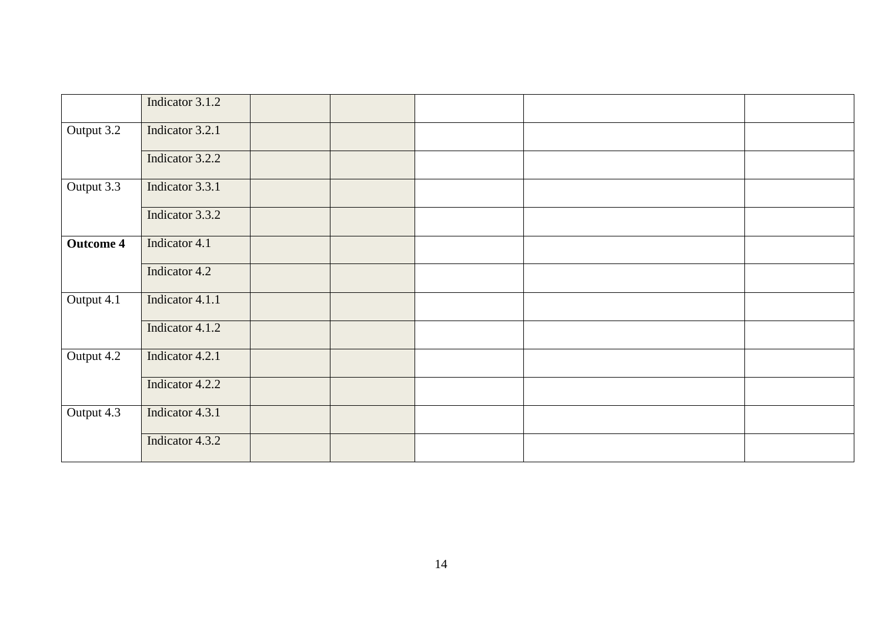| | | | | | | |
|---|---|---|---|---|---|---|
| | Indicator 3.1.2 | | | | | |
| Output 3.2 | Indicator 3.2.1 | | | | | |
| | Indicator 3.2.2 | | | | | |
| Output 3.3 | Indicator 3.3.1 | | | | | |
| | Indicator 3.3.2 | | | | | |
| **Outcome 4** | Indicator 4.1 | | | | | |
| | Indicator 4.2 | | | | | |
| Output 4.1 | Indicator 4.1.1 | | | | | |
| | Indicator 4.1.2 | | | | | |
| Output 4.2 | Indicator 4.2.1 | | | | | |
| | Indicator 4.2.2 | | | | | |
| Output 4.3 | Indicator 4.3.1 | | | | | |
| | Indicator 4.3.2 | | | | | |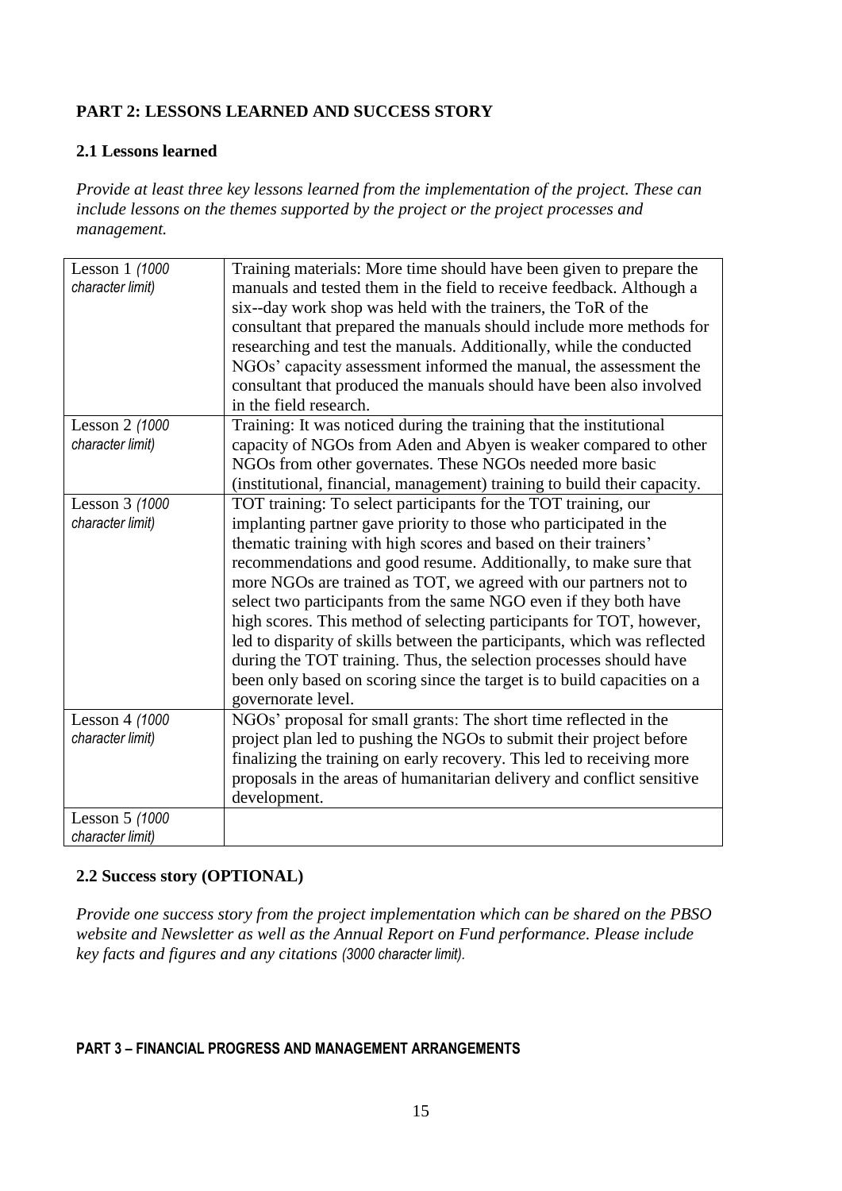**PART 2: LESSONS LEARNED AND SUCCESS STORY**

**2.1 Lessons learned**

*Provide at least three key lessons learned from the implementation of the project. These can include lessons on the themes supported by the project or the project processes and management.*

| | |
|---|---|
| Lesson 1 *(1000 character limit)* | Training materials: More time should have been given to prepare the manuals and tested them in the field to receive feedback. Although a six--day work shop was held with the trainers, the ToR of the consultant that prepared the manuals should include more methods for researching and test the manuals. Additionally, while the conducted NGOs' capacity assessment informed the manual, the assessment the consultant that produced the manuals should have been also involved in the field research. |
| Lesson 2 *(1000 character limit)* | Training: It was noticed during the training that the institutional capacity of NGOs from Aden and Abyen is weaker compared to other NGOs from other governates. These NGOs needed more basic (institutional, financial, management) training to build their capacity. |
| Lesson 3 *(1000 character limit)* | TOT training: To select participants for the TOT training, our implanting partner gave priority to those who participated in the thematic training with high scores and based on their trainers' recommendations and good resume. Additionally, to make sure that more NGOs are trained as TOT, we agreed with our partners not to select two participants from the same NGO even if they both have high scores. This method of selecting participants for TOT, however, led to disparity of skills between the participants, which was reflected during the TOT training. Thus, the selection processes should have been only based on scoring since the target is to build capacities on a governorate level. |
| Lesson 4 *(1000 character limit)* | NGOs' proposal for small grants: The short time reflected in the project plan led to pushing the NGOs to submit their project before finalizing the training on early recovery. This led to receiving more proposals in the areas of humanitarian delivery and conflict sensitive development. |
| Lesson 5 *(1000 character limit)* | |

**2.2 Success story (OPTIONAL)**

*Provide one success story from the project implementation which can be shared on the PBSO website and Newsletter as well as the Annual Report on Fund performance. Please include key facts and figures and any citations (3000 character limit).*

**PART 3 – FINANCIAL PROGRESS AND MANAGEMENT ARRANGEMENTS**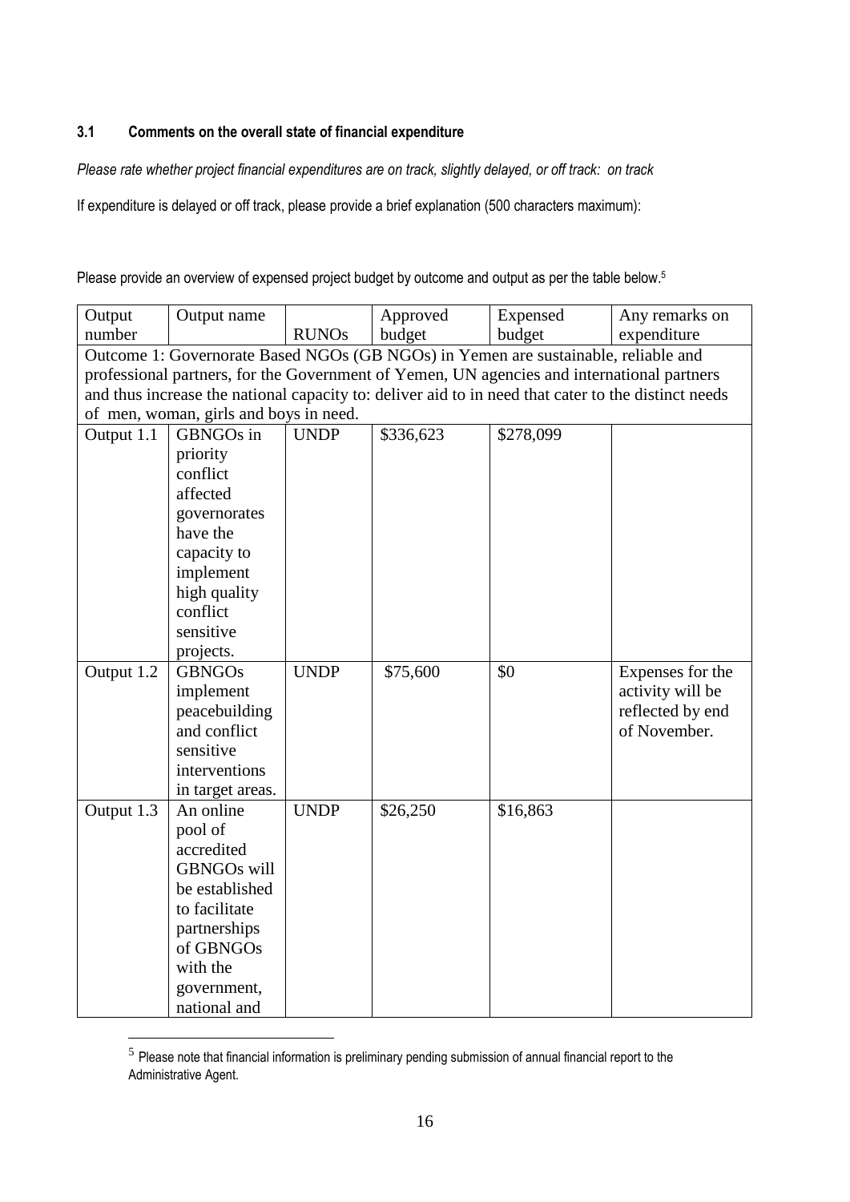### 3.1 Comments on the overall state of financial expenditure

*Please rate whether project financial expenditures are on track, slightly delayed, or off track: on track*

If expenditure is delayed or off track, please provide a brief explanation (500 characters maximum):

Please provide an overview of expensed project budget by outcome and output as per the table below.[5]

| Output number | Output name | RUNOs | Approved budget | Expensed budget | Any remarks on expenditure |
|---|---|---|---|---|---|
| Outcome 1: Governorate Based NGOs (GB NGOs) in Yemen are sustainable, reliable and professional partners, for the Government of Yemen, UN agencies and international partners and thus increase the national capacity to: deliver aid to in need that cater to the distinct needs of men, woman, girls and boys in need. | | | | | |
| Output 1.1 | GBNGOs in priority conflict affected governorates have the capacity to implement high quality conflict sensitive projects. | UNDP | \$336,623 | \$278,099 | |
| Output 1.2 | GBNGOs implement peacebuilding and conflict sensitive interventions in target areas. | UNDP | \$75,600 | \$0 | Expenses for the activity will be reflected by end of November. |
| Output 1.3 | An online pool of accredited GBNGOs will be established to facilitate partnerships of GBNGOs with the government, national and | UNDP | \$26,250 | \$16,863 | |

[5] Please note that financial information is preliminary pending submission of annual financial report to the Administrative Agent.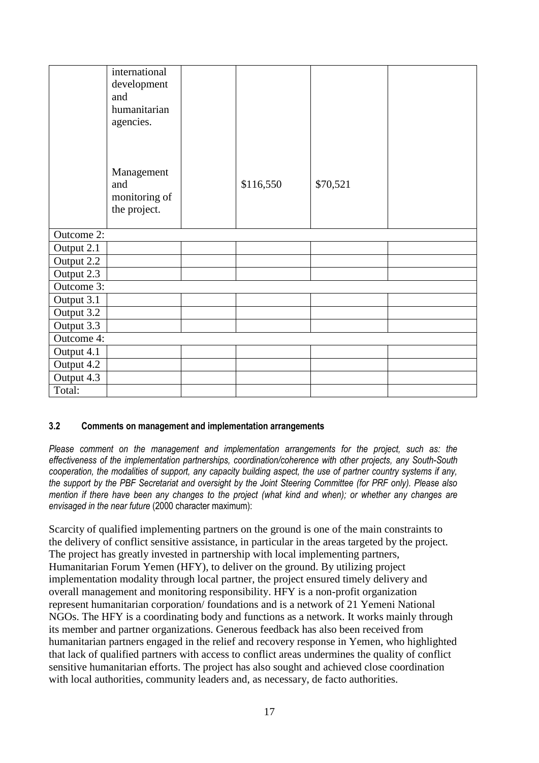| | | | | | |
|---|---|---|---|---|---|
| | international development and humanitarian agencies.<br><br>Management and monitoring of the project. | | <br><br><br><br>$116,550 | <br><br><br><br>$70,521 | |
| Outcome 2: | | | | | |
| Output 2.1 | | | | | |
| Output 2.2 | | | | | |
| Output 2.3 | | | | | |
| Outcome 3: | | | | | |
| Output 3.1 | | | | | |
| Output 3.2 | | | | | |
| Output 3.3 | | | | | |
| Outcome 4: | | | | | |
| Output 4.1 | | | | | |
| Output 4.2 | | | | | |
| Output 4.3 | | | | | |
| Total: | | | | | |

### 3.2 Comments on management and implementation arrangements

*Please comment on the management and implementation arrangements for the project, such as: the effectiveness of the implementation partnerships, coordination/coherence with other projects, any South-South cooperation, the modalities of support, any capacity building aspect, the use of partner country systems if any, the support by the PBF Secretariat and oversight by the Joint Steering Committee (for PRF only). Please also mention if there have been any changes to the project (what kind and when); or whether any changes are envisaged in the near future* (2000 character maximum):

Scarcity of qualified implementing partners on the ground is one of the main constraints to the delivery of conflict sensitive assistance, in particular in the areas targeted by the project. The project has greatly invested in partnership with local implementing partners, Humanitarian Forum Yemen (HFY), to deliver on the ground. By utilizing project implementation modality through local partner, the project ensured timely delivery and overall management and monitoring responsibility. HFY is a non-profit organization represent humanitarian corporation/ foundations and is a network of 21 Yemeni National NGOs. The HFY is a coordinating body and functions as a network. It works mainly through its member and partner organizations. Generous feedback has also been received from humanitarian partners engaged in the relief and recovery response in Yemen, who highlighted that lack of qualified partners with access to conflict areas undermines the quality of conflict sensitive humanitarian efforts. The project has also sought and achieved close coordination with local authorities, community leaders and, as necessary, de facto authorities.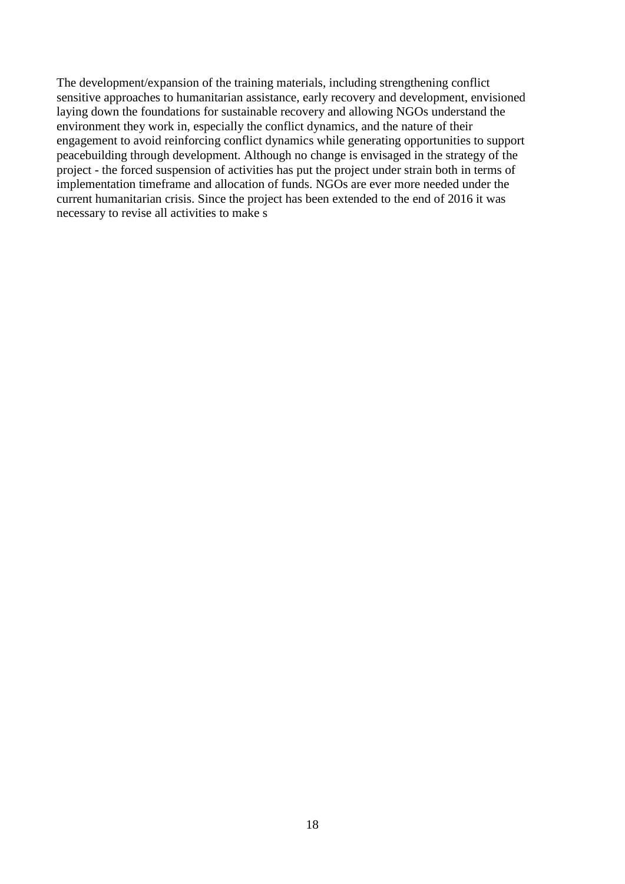The development/expansion of the training materials, including strengthening conflict sensitive approaches to humanitarian assistance, early recovery and development, envisioned laying down the foundations for sustainable recovery and allowing NGOs understand the environment they work in, especially the conflict dynamics, and the nature of their engagement to avoid reinforcing conflict dynamics while generating opportunities to support peacebuilding through development. Although no change is envisaged in the strategy of the project - the forced suspension of activities has put the project under strain both in terms of implementation timeframe and allocation of funds. NGOs are ever more needed under the current humanitarian crisis. Since the project has been extended to the end of 2016 it was necessary to revise all activities to make s